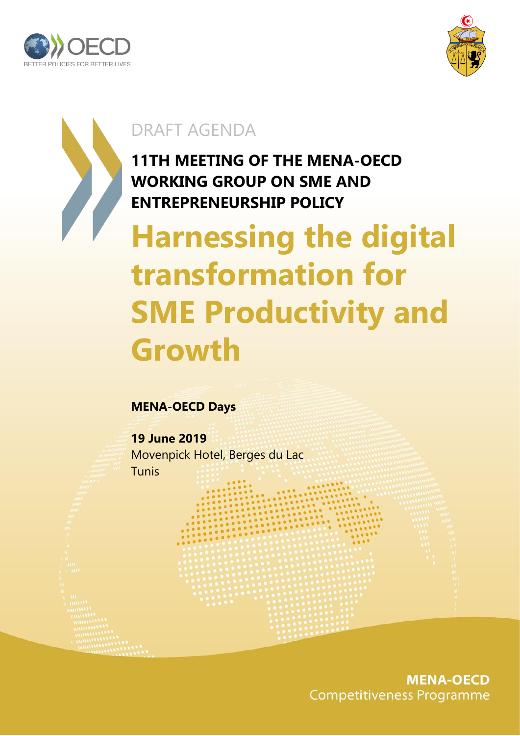DRAFT AGENDA

# 11TH MEETING OF THE MENA-OECD WORKING GROUP ON SME AND ENTREPRENEURSHIP POLICY

# Harnessing the digital transformation for SME Productivity and Growth

**MENA-OECD Days**

**19 June 2019**
Movenpick Hotel, Berges du Lac
Tunis

**MENA-OECD**
Competitiveness Programme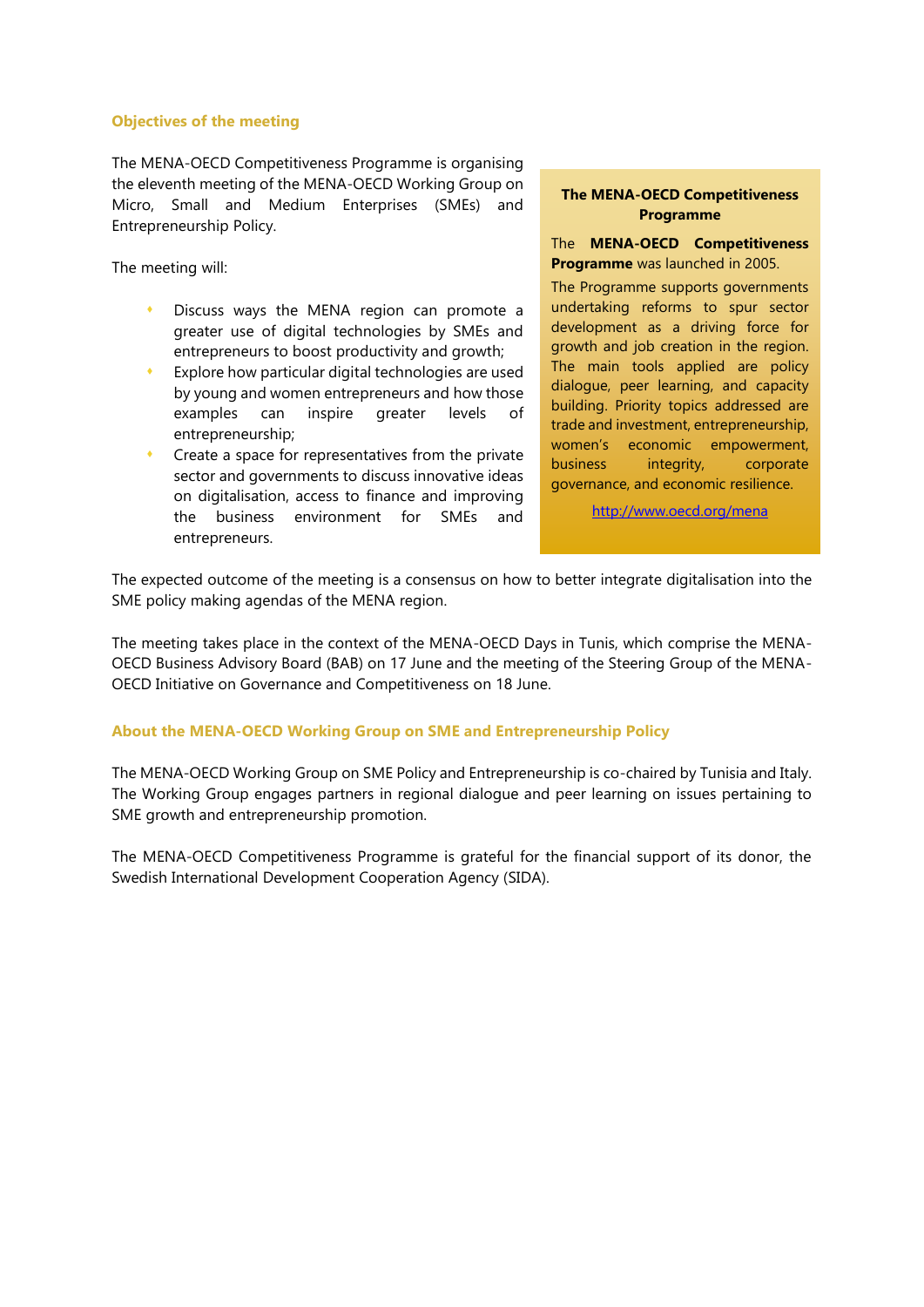## Objectives of the meeting

The MENA-OECD Competitiveness Programme is organising the eleventh meeting of the MENA-OECD Working Group on Micro, Small and Medium Enterprises (SMEs) and Entrepreneurship Policy.

The meeting will:

- Discuss ways the MENA region can promote a greater use of digital technologies by SMEs and entrepreneurs to boost productivity and growth;
- Explore how particular digital technologies are used by young and women entrepreneurs and how those examples can inspire greater levels of entrepreneurship;
- Create a space for representatives from the private sector and governments to discuss innovative ideas on digitalisation, access to finance and improving the business environment for SMEs and entrepreneurs.

> **The MENA-OECD Competitiveness Programme**
>
> The **MENA-OECD Competitiveness Programme** was launched in 2005.
>
> The Programme supports governments undertaking reforms to spur sector development as a driving force for growth and job creation in the region. The main tools applied are policy dialogue, peer learning, and capacity building. Priority topics addressed are trade and investment, entrepreneurship, women's economic empowerment, business integrity, corporate governance, and economic resilience.
>
> http://www.oecd.org/mena

The expected outcome of the meeting is a consensus on how to better integrate digitalisation into the SME policy making agendas of the MENA region.

The meeting takes place in the context of the MENA-OECD Days in Tunis, which comprise the MENA-OECD Business Advisory Board (BAB) on 17 June and the meeting of the Steering Group of the MENA-OECD Initiative on Governance and Competitiveness on 18 June.

## About the MENA-OECD Working Group on SME and Entrepreneurship Policy

The MENA-OECD Working Group on SME Policy and Entrepreneurship is co-chaired by Tunisia and Italy. The Working Group engages partners in regional dialogue and peer learning on issues pertaining to SME growth and entrepreneurship promotion.

The MENA-OECD Competitiveness Programme is grateful for the financial support of its donor, the Swedish International Development Cooperation Agency (SIDA).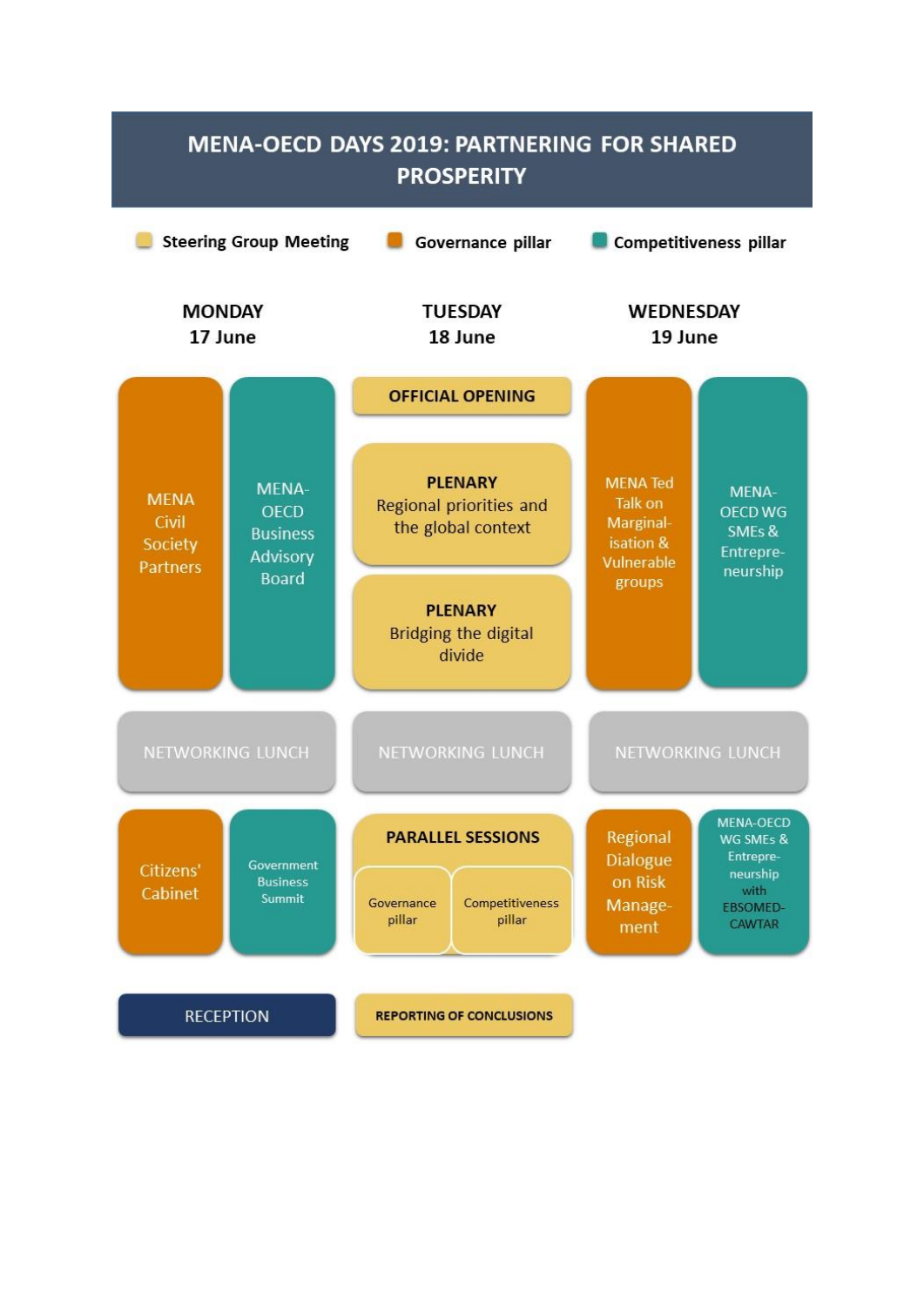# MENA-OECD DAYS 2019: PARTNERING FOR SHARED PROSPERITY

Steering Group Meeting | Governance pillar | Competitiveness pillar

| MONDAY 17 June | | TUESDAY 18 June | | WEDNESDAY 19 June | |
|---|---|---|---|---|---|
| MENA Civil Society Partners | MENA-OECD Business Advisory Board | OFFICIAL OPENING | | MENA Ted Talk on Marginal-isation & Vulnerable groups | MENA-OECD WG SMEs & Entrepre-neurship |
| | | **PLENARY** Regional priorities and the global context | | | |
| | | **PLENARY** Bridging the digital divide | | | |
| NETWORKING LUNCH | | NETWORKING LUNCH | | NETWORKING LUNCH | |
| Citizens' Cabinet | Government Business Summit | **PARALLEL SESSIONS** Governance pillar | **PARALLEL SESSIONS** Competitiveness pillar | Regional Dialogue on Risk Manage-ment | MENA-OECD WG SMEs & Entrepre-neurship with EBSOMED-CAWTAR |
| RECEPTION | | REPORTING OF CONCLUSIONS | | | |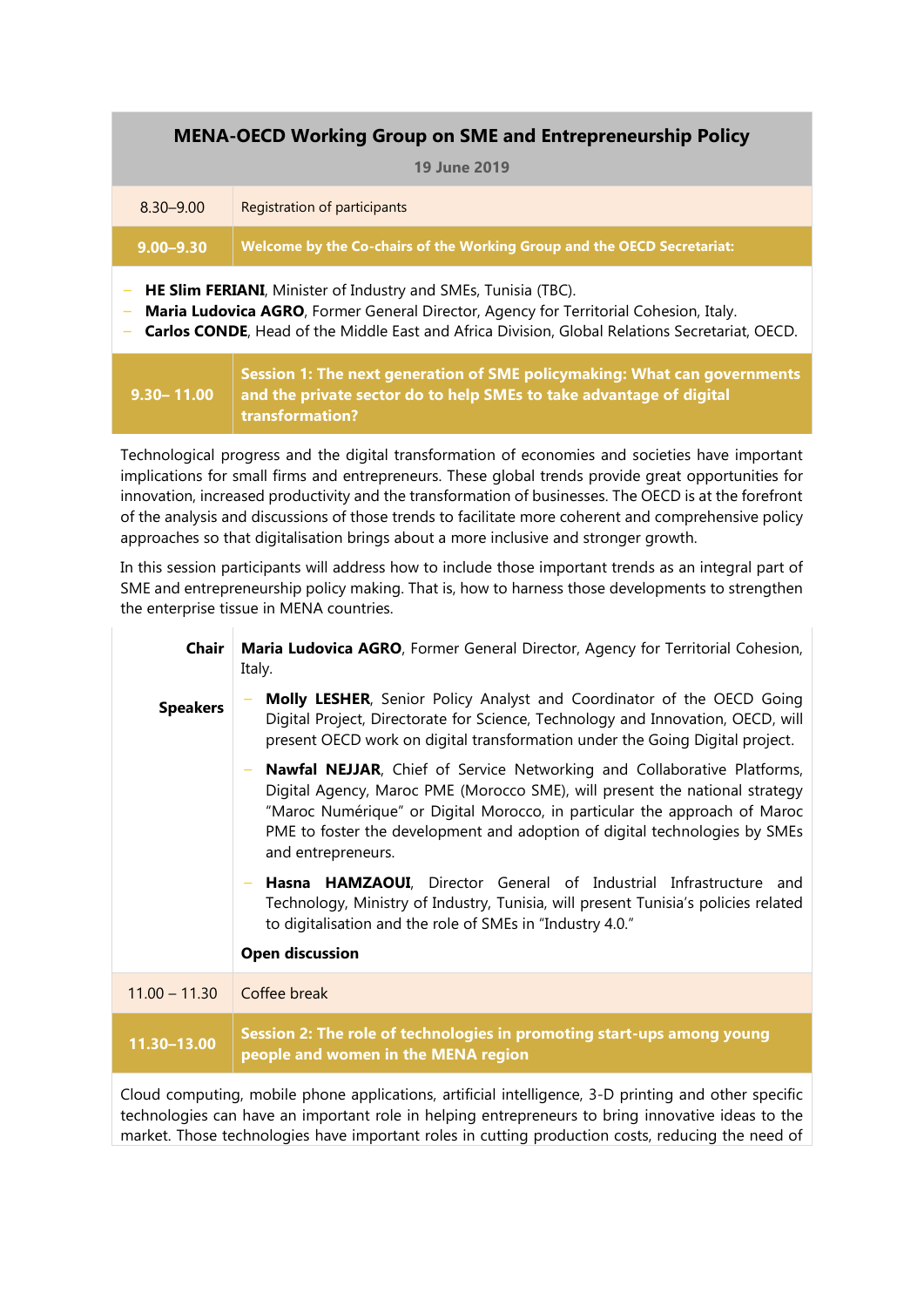## MENA-OECD Working Group on SME and Entrepreneurship Policy

**19 June 2019**

| | |
|---|---|
| 8.30–9.00 | Registration of participants |
| **9.00–9.30** | **Welcome by the Co-chairs of the Working Group and the OECD Secretariat:** |

- **HE Slim FERIANI**, Minister of Industry and SMEs, Tunisia (TBC).
- **Maria Ludovica AGRO**, Former General Director, Agency for Territorial Cohesion, Italy.
- **Carlos CONDE**, Head of the Middle East and Africa Division, Global Relations Secretariat, OECD.

| | |
|---|---|
| **9.30– 11.00** | **Session 1: The next generation of SME policymaking: What can governments and the private sector do to help SMEs to take advantage of digital transformation?** |

Technological progress and the digital transformation of economies and societies have important implications for small firms and entrepreneurs. These global trends provide great opportunities for innovation, increased productivity and the transformation of businesses. The OECD is at the forefront of the analysis and discussions of those trends to facilitate more coherent and comprehensive policy approaches so that digitalisation brings about a more inclusive and stronger growth.

In this session participants will address how to include those important trends as an integral part of SME and entrepreneurship policy making. That is, how to harness those developments to strengthen the enterprise tissue in MENA countries.

| | |
|---|---|
| **Chair** | **Maria Ludovica AGRO**, Former General Director, Agency for Territorial Cohesion, Italy. |
| **Speakers** | – **Molly LESHER**, Senior Policy Analyst and Coordinator of the OECD Going Digital Project, Directorate for Science, Technology and Innovation, OECD, will present OECD work on digital transformation under the Going Digital project.<br>– **Nawfal NEJJAR**, Chief of Service Networking and Collaborative Platforms, Digital Agency, Maroc PME (Morocco SME), will present the national strategy “Maroc Numérique” or Digital Morocco, in particular the approach of Maroc PME to foster the development and adoption of digital technologies by SMEs and entrepreneurs.<br>– **Hasna HAMZAOUI**, Director General of Industrial Infrastructure and Technology, Ministry of Industry, Tunisia, will present Tunisia’s policies related to digitalisation and the role of SMEs in “Industry 4.0.”<br>**Open discussion** |
| 11.00 – 11.30 | Coffee break |
| **11.30–13.00** | **Session 2: The role of technologies in promoting start-ups among young people and women in the MENA region** |

Cloud computing, mobile phone applications, artificial intelligence, 3-D printing and other specific technologies can have an important role in helping entrepreneurs to bring innovative ideas to the market. Those technologies have important roles in cutting production costs, reducing the need of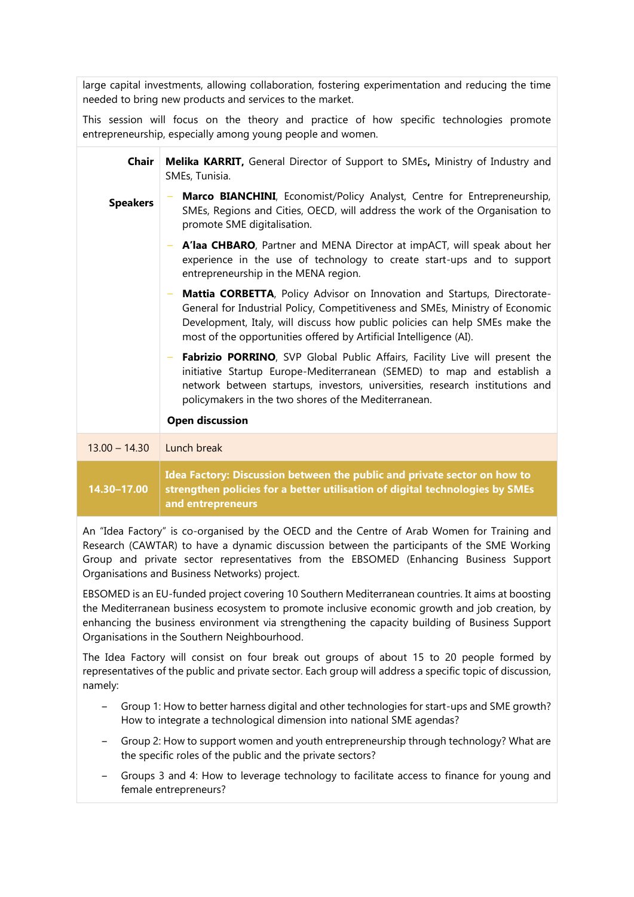large capital investments, allowing collaboration, fostering experimentation and reducing the time needed to bring new products and services to the market.

This session will focus on the theory and practice of how specific technologies promote entrepreneurship, especially among young people and women.

**Chair** **Melika KARRIT,** General Director of Support to SMEs**,** Ministry of Industry and SMEs, Tunisia.

**Speakers**

- **Marco BIANCHINI**, Economist/Policy Analyst, Centre for Entrepreneurship, SMEs, Regions and Cities, OECD, will address the work of the Organisation to promote SME digitalisation.
- **A'laa CHBARO**, Partner and MENA Director at impACT, will speak about her experience in the use of technology to create start-ups and to support entrepreneurship in the MENA region.
- **Mattia CORBETTA**, Policy Advisor on Innovation and Startups, Directorate-General for Industrial Policy, Competitiveness and SMEs, Ministry of Economic Development, Italy, will discuss how public policies can help SMEs make the most of the opportunities offered by Artificial Intelligence (AI).
- **Fabrizio PORRINO**, SVP Global Public Affairs, Facility Live will present the initiative Startup Europe-Mediterranean (SEMED) to map and establish a network between startups, investors, universities, research institutions and policymakers in the two shores of the Mediterranean.

**Open discussion**

| 13.00 – 14.30 | Lunch break |
|---|---|
| **14.30–17.00** | **Idea Factory: Discussion between the public and private sector on how to strengthen policies for a better utilisation of digital technologies by SMEs and entrepreneurs** |

An "Idea Factory" is co-organised by the OECD and the Centre of Arab Women for Training and Research (CAWTAR) to have a dynamic discussion between the participants of the SME Working Group and private sector representatives from the EBSOMED (Enhancing Business Support Organisations and Business Networks) project.

EBSOMED is an EU-funded project covering 10 Southern Mediterranean countries. It aims at boosting the Mediterranean business ecosystem to promote inclusive economic growth and job creation, by enhancing the business environment via strengthening the capacity building of Business Support Organisations in the Southern Neighbourhood.

The Idea Factory will consist on four break out groups of about 15 to 20 people formed by representatives of the public and private sector. Each group will address a specific topic of discussion, namely:

- Group 1: How to better harness digital and other technologies for start-ups and SME growth? How to integrate a technological dimension into national SME agendas?
- Group 2: How to support women and youth entrepreneurship through technology? What are the specific roles of the public and the private sectors?
- Groups 3 and 4: How to leverage technology to facilitate access to finance for young and female entrepreneurs?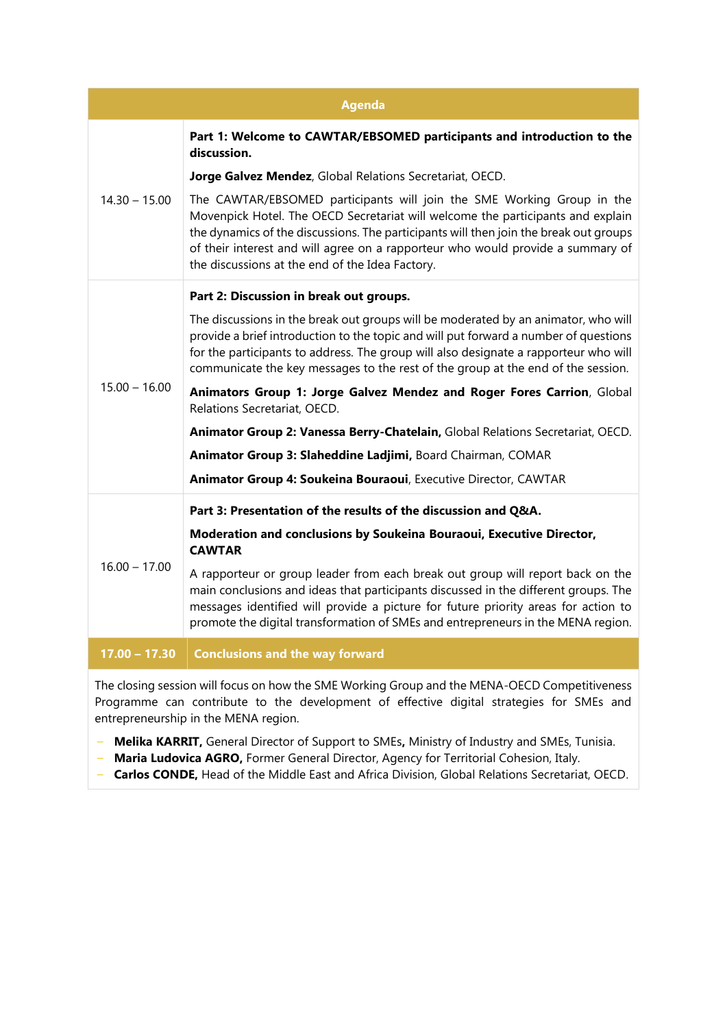| Agenda | |
|---|---|
| 14.30 – 15.00 | **Part 1: Welcome to CAWTAR/EBSOMED participants and introduction to the discussion.**<br><br>**Jorge Galvez Mendez**, Global Relations Secretariat, OECD.<br><br>The CAWTAR/EBSOMED participants will join the SME Working Group in the Movenpick Hotel. The OECD Secretariat will welcome the participants and explain the dynamics of the discussions. The participants will then join the break out groups of their interest and will agree on a rapporteur who would provide a summary of the discussions at the end of the Idea Factory. |
| 15.00 – 16.00 | **Part 2: Discussion in break out groups.**<br><br>The discussions in the break out groups will be moderated by an animator, who will provide a brief introduction to the topic and will put forward a number of questions for the participants to address. The group will also designate a rapporteur who will communicate the key messages to the rest of the group at the end of the session.<br><br>**Animators Group 1: Jorge Galvez Mendez and Roger Fores Carrion**, Global Relations Secretariat, OECD.<br><br>**Animator Group 2: Vanessa Berry-Chatelain,** Global Relations Secretariat, OECD.<br><br>**Animator Group 3: Slaheddine Ladjimi,** Board Chairman, COMAR<br><br>**Animator Group 4: Soukeina Bouraoui**, Executive Director, CAWTAR |
| 16.00 – 17.00 | **Part 3: Presentation of the results of the discussion and Q&A.**<br><br>**Moderation and conclusions by Soukeina Bouraoui, Executive Director, CAWTAR**<br><br>A rapporteur or group leader from each break out group will report back on the main conclusions and ideas that participants discussed in the different groups. The messages identified will provide a picture for future priority areas for action to promote the digital transformation of SMEs and entrepreneurs in the MENA region. |
| **17.00 – 17.30** | **Conclusions and the way forward** |

The closing session will focus on how the SME Working Group and the MENA-OECD Competitiveness Programme can contribute to the development of effective digital strategies for SMEs and entrepreneurship in the MENA region.

- **Melika KARRIT,** General Director of Support to SMEs**,** Ministry of Industry and SMEs, Tunisia.
- **Maria Ludovica AGRO,** Former General Director, Agency for Territorial Cohesion, Italy.
- **Carlos CONDE,** Head of the Middle East and Africa Division, Global Relations Secretariat, OECD.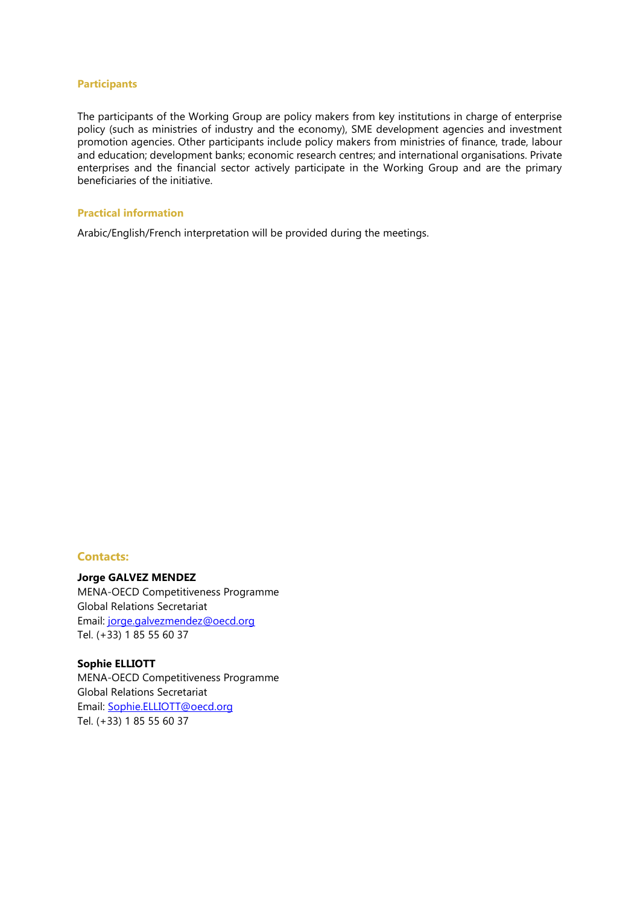## Participants

The participants of the Working Group are policy makers from key institutions in charge of enterprise policy (such as ministries of industry and the economy), SME development agencies and investment promotion agencies. Other participants include policy makers from ministries of finance, trade, labour and education; development banks; economic research centres; and international organisations. Private enterprises and the financial sector actively participate in the Working Group and are the primary beneficiaries of the initiative.

## Practical information

Arabic/English/French interpretation will be provided during the meetings.

## Contacts:

**Jorge GALVEZ MENDEZ**
MENA-OECD Competitiveness Programme
Global Relations Secretariat
Email: jorge.galvezmendez@oecd.org
Tel. (+33) 1 85 55 60 37

**Sophie ELLIOTT**
MENA-OECD Competitiveness Programme
Global Relations Secretariat
Email: Sophie.ELLIOTT@oecd.org
Tel. (+33) 1 85 55 60 37